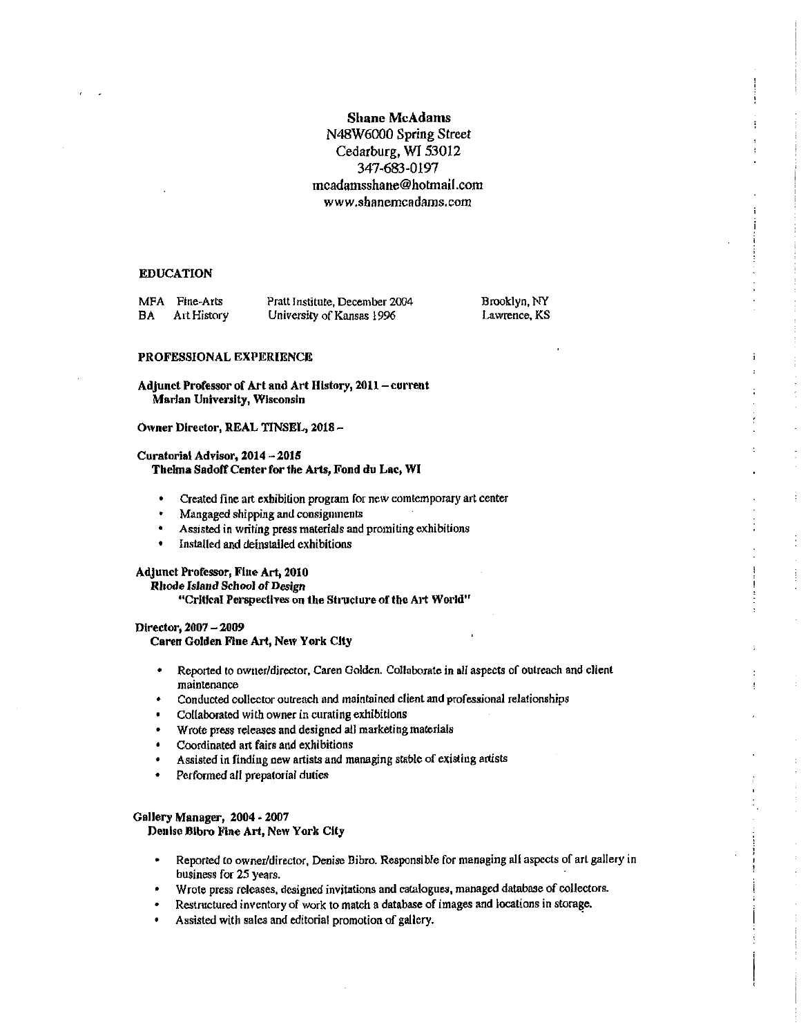**Shane McAdams**
N48W6000 Spring Street
Cedarburg, WI 53012
347-683-0197
mcadamsshane@hotmail.com
www.shanemcadams.com

## EDUCATION

| | | | |
|---|---|---|---|
| MFA | Fine-Arts | Pratt Institute, December 2004 | Brooklyn, NY |
| BA | Art History | University of Kansas 1996 | Lawrence, KS |

## PROFESSIONAL EXPERIENCE

**Adjunct Professor of Art and Art History, 2011 – current**
**Marian University, Wisconsin**

**Owner Director, REAL TINSEL, 2018 –**

**Curatorial Advisor, 2014 – 2015**
**Thelma Sadoff Center for the Arts, Fond du Lac, WI**

- Created fine art exhibition program for new comtemporary art center
- Mangaged shipping and consignments
- Assisted in writing press materials and promiting exhibitions
- Installed and deinstalled exhibitions

**Adjunct Professor, Fine Art, 2010**
***Rhode Island School of Design***
**"Critical Perspectives on the Structure of the Art World"**

**Director, 2007 – 2009**
**Caren Golden Fine Art, New York City**

- Reported to owner/director, Caren Golden. Collaborate in all aspects of outreach and client maintenance
- Conducted collector outreach and maintained client and professional relationships
- Collaborated with owner in curating exhibitions
- Wrote press releases and designed all marketing materials
- Coordinated art fairs and exhibitions
- Assisted in finding new artists and managing stable of existing artists
- Performed all prepatorial duties

**Gallery Manager, 2004 - 2007**
**Denise Bibro Fine Art, New York City**

- Reported to owner/director, Denise Bibro. Responsible for managing all aspects of art gallery in business for 25 years.
- Wrote press releases, designed invitations and catalogues, managed database of collectors.
- Restructured inventory of work to match a database of images and locations in storage.
- Assisted with sales and editorial promotion of gallery.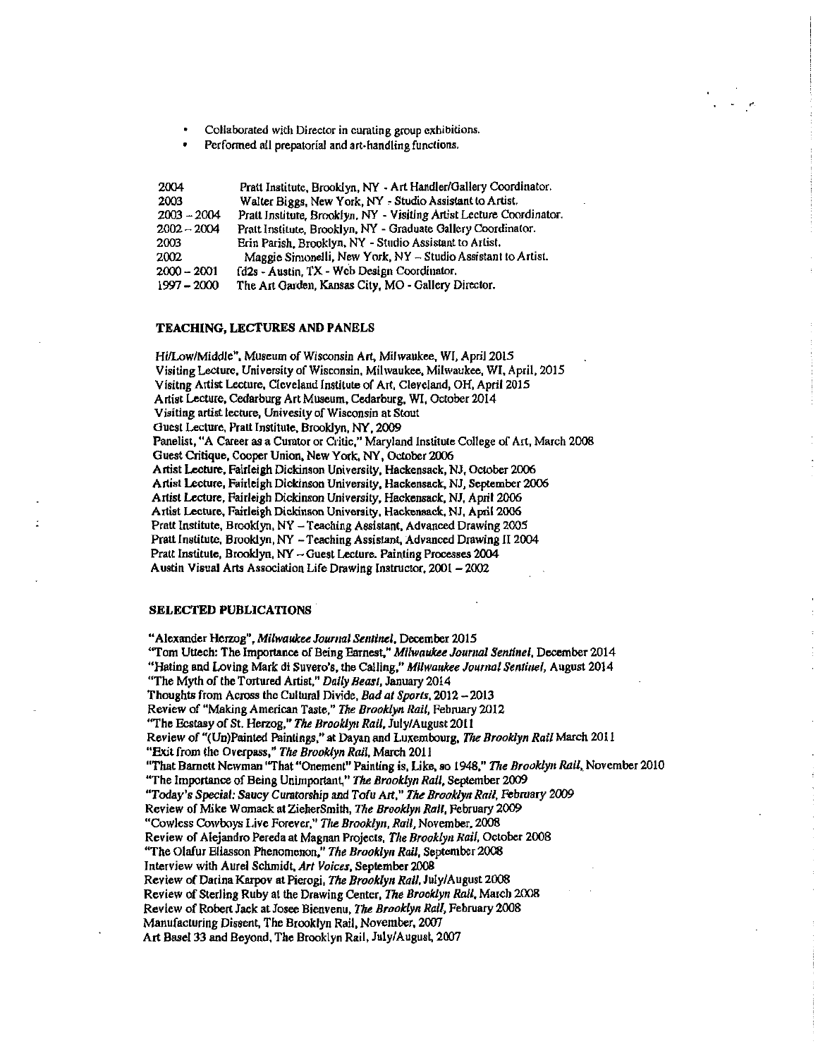- Collaborated with Director in curating group exhibitions.
- Performed all prepatorial and art-handling functions.

| | |
|---|---|
| 2004 | Pratt Institute, Brooklyn, NY - Art Handler/Gallery Coordinator. |
| 2003 | Walter Biggs, New York, NY - Studio Assistant to Artist. |
| 2003 – 2004 | Pratt Institute, Brooklyn, NY - Visiting Artist Lecture Coordinator. |
| 2002 – 2004 | Pratt Institute, Brooklyn, NY - Graduate Gallery Coordinator. |
| 2003 | Erin Parish, Brooklyn, NY - Studio Assistant to Artist. |
| 2002 | Maggie Simonelli, New York, NY – Studio Assistant to Artist. |
| 2000 – 2001 | fd2s - Austin, TX - Web Design Coordinator. |
| 1997 – 2000 | The Art Garden, Kansas City, MO - Gallery Director. |

### TEACHING, LECTURES AND PANELS

Hi/Low/Middle", Museum of Wisconsin Art, Milwaukee, WI, April 2015
Visiting Lecture, University of Wisconsin, Milwaukee, Milwaukee, WI, April, 2015
Visitng Artist Lecture, Cleveland Institute of Art, Cleveland, OH, April 2015
Artist Lecture, Cedarburg Art Museum, Cedarburg, WI, October 2014
Visiting artist lecture, Univesity of Wisconsin at Stout
Guest Lecture, Pratt Institute, Brooklyn, NY, 2009
Panelist, "A Career as a Curator or Critic," Maryland Institute College of Art, March 2008
Guest Critique, Cooper Union, New York, NY, October 2006
Artist Lecture, Fairleigh Dickinson University, Hackensack, NJ, October 2006
Artist Lecture, Fairleigh Dickinson University, Hackensack, NJ, September 2006
Artist Lecture, Fairleigh Dickinson University, Hackensack, NJ, April 2006
Artist Lecture, Fairleigh Dickinson University, Hackensack, NJ, April 2006
Pratt Institute, Brooklyn, NY – Teaching Assistant, Advanced Drawing 2005
Pratt Institute, Brooklyn, NY – Teaching Assistant, Advanced Drawing II 2004
Pratt Institute, Brooklyn, NY – Guest Lecture. Painting Processes 2004
Austin Visual Arts Association Life Drawing Instructor, 2001 – 2002

### SELECTED PUBLICATIONS

"Alexander Herzog", *Milwaukee Journal Sentinel*, December 2015
"Tom Uttech: The Importance of Being Earnest," *Milwaukee Journal Sentinel*, December 2014
"Hating and Loving Mark di Suvero's, the Calling," *Milwaukee Journal Sentinel*, August 2014
"The Myth of the Tortured Artist," *Daily Beast*, January 2014
Thoughts from Across the Cultural Divide, *Bad at Sports*, 2012 – 2013
Review of "Making American Taste," *The Brooklyn Rail*, February 2012
"The Ecstasy of St. Herzog," *The Brooklyn Rail*, July/August 2011
Review of "(Un)Painted Paintings," at Dayan and Luxembourg, *The Brooklyn Rail* March 2011
"Exit from the Overpass," *The Brooklyn Rail*, March 2011
"That Barnett Newman "That "Onement" Painting is, Like, so 1948," *The Brooklyn Rail*, November 2010
"The Importance of Being Unimportant," *The Brooklyn Rail*, September 2009
"Today's Special: Saucy Curatorship and Tofu Art," *The Brooklyn Rail*, February 2009
Review of Mike Womack at ZieherSmith, *The Brooklyn Rail*, February 2009
"Cowless Cowboys Live Forever," *The Brooklyn, Rail*, November, 2008
Review of Alejandro Pereda at Magnan Projects, *The Brooklyn Rail*, October 2008
"The Olafur Eliasson Phenomenon," *The Brooklyn Rail*, September 2008
Interview with Aurel Schmidt, *Art Voices*, September 2008
Review of Darina Karpov at Pierogi, *The Brooklyn Rail*, July/August 2008
Review of Sterling Ruby at the Drawing Center, *The Brooklyn Rail*, March 2008
Review of Robert Jack at Josee Bienvenu, *The Brooklyn Rail*, February 2008
Manufacturing Dissent, The Brooklyn Rail, November, 2007
Art Basel 33 and Beyond, The Brooklyn Rail, July/August, 2007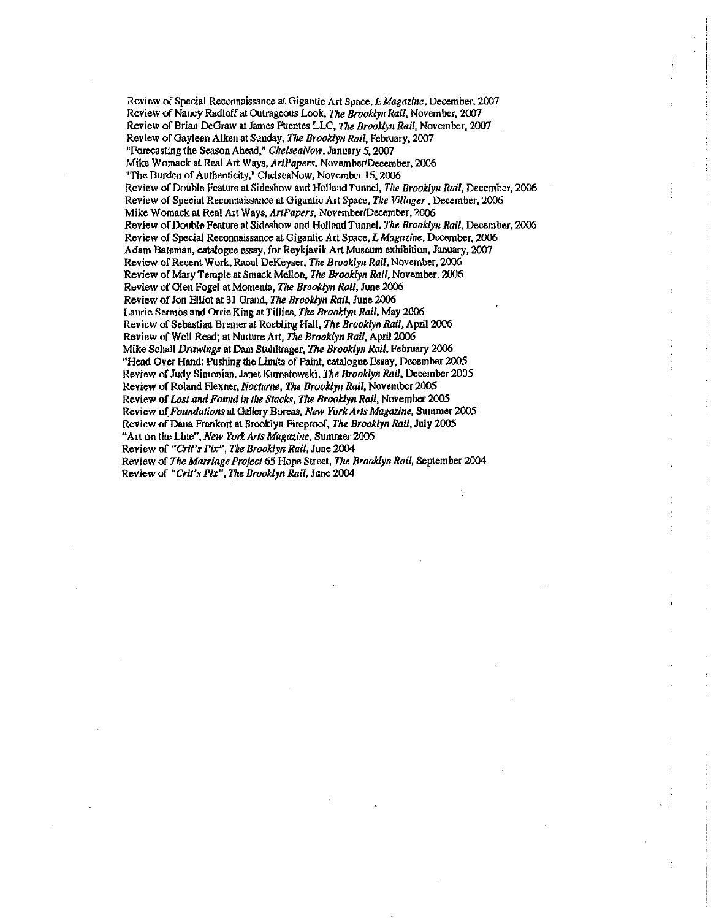Review of Special Reconnaissance at Gigantic Art Space, *L Magazine*, December, 2007
Review of Nancy Radloff at Outrageous Look, *The Brooklyn Rail*, November, 2007
Review of Brian DeGraw at James Fuentes LLC, *The Brooklyn Rail*, November, 2007
Review of Gayleen Aiken at Sunday, *The Brooklyn Rail*, February, 2007
"Forecasting the Season Ahead," *ChelseaNow*, January 5, 2007
Mike Womack at Real Art Ways, *ArtPapers*, November/December, 2006
"The Burden of Authenticity," ChelseaNow, November 15, 2006
Review of Double Feature at Sideshow and Holland Tunnel, *The Brooklyn Rail*, December, 2006
Review of Special Reconnaissance at Gigantic Art Space, *The Villager*, December, 2006
Mike Womack at Real Art Ways, *ArtPapers*, November/December, 2006
Review of Double Feature at Sideshow and Holland Tunnel, *The Brooklyn Rail*, December, 2006
Review of Special Reconnaissance at Gigantic Art Space, *L Magazine*, December, 2006
Adam Bateman, catalogue essay, for Reykjavik Art Museum exhibition, January, 2007
Review of Recent Work, Raoul DeKeyser, *The Brooklyn Rail*, November, 2006
Review of Mary Temple at Smack Mellon, *The Brooklyn Rail*, November, 2006
Review of Glen Fogel at Momenta, *The Brooklyn Rail*, June 2006
Review of Jon Elliot at 31 Grand, *The Brooklyn Rail*, June 2006
Laurie Sermos and Orrie King at Tillies, *The Brooklyn Rail*, May 2006
Review of Sebastian Bremer at Roebling Hall, *The Brooklyn Rail*, April 2006
Review of Well Read; at Nurture Art, *The Brooklyn Rail*, April 2006
Mike Schall *Drawings* at Dam Stuhltrager, *The Brooklyn Rail*, February 2006
"Head Over Hand: Pushing the Limits of Paint, catalogue Essay, December 2005
Review of Judy Simonian, Janet Kurnatowski, *The Brooklyn Rail*, December 2005
Review of Roland Flexner, *Nocturne*, *The Brooklyn Rail*, November 2005
Review of *Lost and Found in the Stacks*, *The Brooklyn Rail*, November 2005
Review of *Foundations* at Gallery Boreas, *New York Arts Magazine*, Summer 2005
Review of Dana Frankort at Brooklyn Fireproof, *The Brooklyn Rail*, July 2005
"Art on the Line", *New York Arts Magazine*, Summer 2005
Review of *"Crit's Pix"*, *The Brooklyn Rail*, June 2004
Review of *The Marriage Project* 65 Hope Street, *The Brooklyn Rail*, September 2004
Review of *"Crit's Pix"*, *The Brooklyn Rail*, June 2004